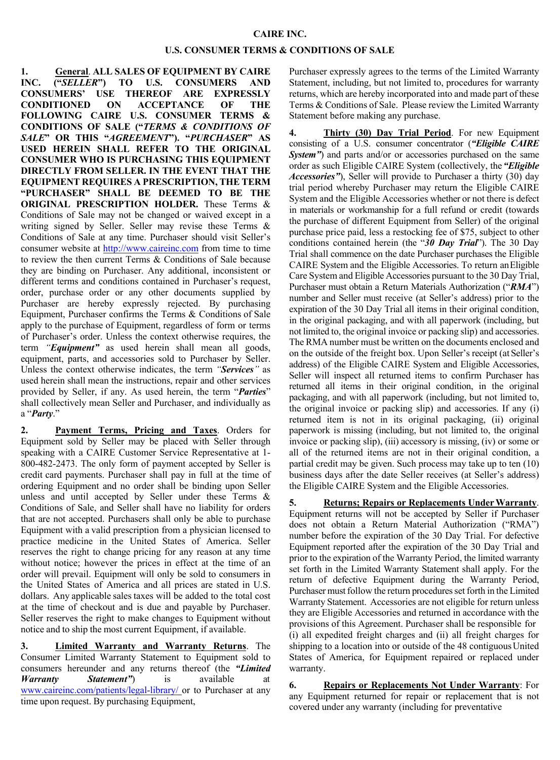**CAIRE INC.**

**U.S. CONSUMER TERMS & CONDITIONS OF SALE**

**1. <u>General</u>. ALL SALES OF EQUIPMENT BY CAIRE INC. ("*SELLER*") TO U.S. CONSUMERS AND CONSUMERS' USE THEREOF ARE EXPRESSLY CONDITIONED ON ACCEPTANCE OF THE FOLLOWING CAIRE U.S. CONSUMER TERMS & CONDITIONS OF SALE ("*TERMS & CONDITIONS OF SALE*" OR THIS "*AGREEMENT*"). "*PURCHASER*" AS USED HEREIN SHALL REFER TO THE ORIGINAL CONSUMER WHO IS PURCHASING THIS EQUIPMENT DIRECTLY FROM SELLER. IN THE EVENT THAT THE EQUIPMENT REQUIRES A PRESCRIPTION, THE TERM "PURCHASER" SHALL BE DEEMED TO BE THE ORIGINAL PRESCRIPTION HOLDER.** These Terms & Conditions of Sale may not be changed or waived except in a writing signed by Seller. Seller may revise these Terms & Conditions of Sale at any time. Purchaser should visit Seller's consumer website at http://www.caireinc.com from time to time to review the then current Terms & Conditions of Sale because they are binding on Purchaser. Any additional, inconsistent or different terms and conditions contained in Purchaser's request, order, purchase order or any other documents supplied by Purchaser are hereby expressly rejected. By purchasing Equipment, Purchaser confirms the Terms & Conditions of Sale apply to the purchase of Equipment, regardless of form or terms of Purchaser's order. Unless the context otherwise requires, the term *"Equipment"* as used herein shall mean all goods, equipment, parts, and accessories sold to Purchaser by Seller. Unless the context otherwise indicates, the term *"Services"* as used herein shall mean the instructions, repair and other services provided by Seller, if any. As used herein, the term "*Parties*" shall collectively mean Seller and Purchaser, and individually as a "*Party*."

**2. <u>Payment Terms, Pricing and Taxes</u>**. Orders for Equipment sold by Seller may be placed with Seller through speaking with a CAIRE Customer Service Representative at 1-800-482-2473. The only form of payment accepted by Seller is credit card payments. Purchaser shall pay in full at the time of ordering Equipment and no order shall be binding upon Seller unless and until accepted by Seller under these Terms & Conditions of Sale, and Seller shall have no liability for orders that are not accepted. Purchasers shall only be able to purchase Equipment with a valid prescription from a physician licensed to practice medicine in the United States of America. Seller reserves the right to change pricing for any reason at any time without notice; however the prices in effect at the time of an order will prevail. Equipment will only be sold to consumers in the United States of America and all prices are stated in U.S. dollars. Any applicable sales taxes will be added to the total cost at the time of checkout and is due and payable by Purchaser. Seller reserves the right to make changes to Equipment without notice and to ship the most current Equipment, if available.

**3. <u>Limited Warranty and Warranty Returns</u>**. The Consumer Limited Warranty Statement to Equipment sold to consumers hereunder and any returns thereof (the ***"Limited Warranty Statement"***) is available at www.caireinc.com/patients/legal-library/ or to Purchaser at any time upon request. By purchasing Equipment, Purchaser expressly agrees to the terms of the Limited Warranty Statement, including, but not limited to, procedures for warranty returns, which are hereby incorporated into and made part of these Terms & Conditions of Sale. Please review the Limited Warranty Statement before making any purchase.

**4. <u>Thirty (30) Day Trial Period</u>**. For new Equipment consisting of a U.S. consumer concentrator (***"Eligible CAIRE System"***) and parts and/or or accessories purchased on the same order as such Eligible CAIRE System (collectively, the ***"Eligible Accessories"***), Seller will provide to Purchaser a thirty (30) day trial period whereby Purchaser may return the Eligible CAIRE System and the Eligible Accessories whether or not there is defect in materials or workmanship for a full refund or credit (towards the purchase of different Equipment from Seller) of the original purchase price paid, less a restocking fee of $75, subject to other conditions contained herein (the "***30 Day Trial***"). The 30 Day Trial shall commence on the date Purchaser purchases the Eligible CAIRE System and the Eligible Accessories. To return an Eligible Care System and Eligible Accessories pursuant to the 30 Day Trial, Purchaser must obtain a Return Materials Authorization ("***RMA***") number and Seller must receive (at Seller's address) prior to the expiration of the 30 Day Trial all items in their original condition, in the original packaging, and with all paperwork (including, but not limited to, the original invoice or packing slip) and accessories. The RMA number must be written on the documents enclosed and on the outside of the freight box. Upon Seller's receipt (at Seller's address) of the Eligible CAIRE System and Eligible Accessories, Seller will inspect all returned items to confirm Purchaser has returned all items in their original condition, in the original packaging, and with all paperwork (including, but not limited to, the original invoice or packing slip) and accessories. If any (i) returned item is not in its original packaging, (ii) original paperwork is missing (including, but not limited to, the original invoice or packing slip), (iii) accessory is missing, (iv) or some or all of the returned items are not in their original condition, a partial credit may be given. Such process may take up to ten (10) business days after the date Seller receives (at Seller's address) the Eligible CAIRE System and the Eligible Accessories.

**5. <u>Returns; Repairs or Replacements Under Warranty</u>**. Equipment returns will not be accepted by Seller if Purchaser does not obtain a Return Material Authorization ("RMA") number before the expiration of the 30 Day Trial. For defective Equipment reported after the expiration of the 30 Day Trial and prior to the expiration of the Warranty Period, the limited warranty set forth in the Limited Warranty Statement shall apply. For the return of defective Equipment during the Warranty Period, Purchaser must follow the return procedures set forth in the Limited Warranty Statement. Accessories are not eligible for return unless they are Eligible Accessories and returned in accordance with the provisions of this Agreement. Purchaser shall be responsible for (i) all expedited freight charges and (ii) all freight charges for shipping to a location into or outside of the 48 contiguous United States of America, for Equipment repaired or replaced under warranty.

**6. <u>Repairs or Replacements Not Under Warranty</u>**: For any Equipment returned for repair or replacement that is not covered under any warranty (including for preventative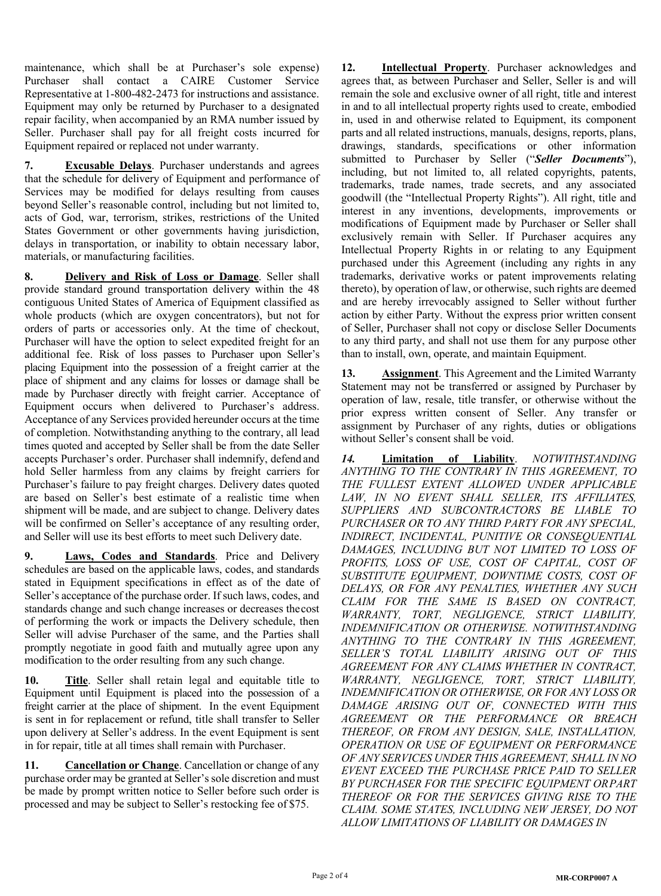maintenance, which shall be at Purchaser's sole expense) Purchaser shall contact a CAIRE Customer Service Representative at 1-800-482-2473 for instructions and assistance. Equipment may only be returned by Purchaser to a designated repair facility, when accompanied by an RMA number issued by Seller. Purchaser shall pay for all freight costs incurred for Equipment repaired or replaced not under warranty.

**7. Excusable Delays**. Purchaser understands and agrees that the schedule for delivery of Equipment and performance of Services may be modified for delays resulting from causes beyond Seller's reasonable control, including but not limited to, acts of God, war, terrorism, strikes, restrictions of the United States Government or other governments having jurisdiction, delays in transportation, or inability to obtain necessary labor, materials, or manufacturing facilities.

**8. Delivery and Risk of Loss or Damage**. Seller shall provide standard ground transportation delivery within the 48 contiguous United States of America of Equipment classified as whole products (which are oxygen concentrators), but not for orders of parts or accessories only. At the time of checkout, Purchaser will have the option to select expedited freight for an additional fee. Risk of loss passes to Purchaser upon Seller's placing Equipment into the possession of a freight carrier at the place of shipment and any claims for losses or damage shall be made by Purchaser directly with freight carrier. Acceptance of Equipment occurs when delivered to Purchaser's address. Acceptance of any Services provided hereunder occurs at the time of completion. Notwithstanding anything to the contrary, all lead times quoted and accepted by Seller shall be from the date Seller accepts Purchaser's order. Purchaser shall indemnify, defend and hold Seller harmless from any claims by freight carriers for Purchaser's failure to pay freight charges. Delivery dates quoted are based on Seller's best estimate of a realistic time when shipment will be made, and are subject to change. Delivery dates will be confirmed on Seller's acceptance of any resulting order, and Seller will use its best efforts to meet such Delivery date.

**9. Laws, Codes and Standards**. Price and Delivery schedules are based on the applicable laws, codes, and standards stated in Equipment specifications in effect as of the date of Seller's acceptance of the purchase order. If such laws, codes, and standards change and such change increases or decreases the cost of performing the work or impacts the Delivery schedule, then Seller will advise Purchaser of the same, and the Parties shall promptly negotiate in good faith and mutually agree upon any modification to the order resulting from any such change.

**10. Title**. Seller shall retain legal and equitable title to Equipment until Equipment is placed into the possession of a freight carrier at the place of shipment. In the event Equipment is sent in for replacement or refund, title shall transfer to Seller upon delivery at Seller's address. In the event Equipment is sent in for repair, title at all times shall remain with Purchaser.

**11. Cancellation or Change**. Cancellation or change of any purchase order may be granted at Seller's sole discretion and must be made by prompt written notice to Seller before such order is processed and may be subject to Seller's restocking fee of $75.

**12. Intellectual Property**. Purchaser acknowledges and agrees that, as between Purchaser and Seller, Seller is and will remain the sole and exclusive owner of all right, title and interest in and to all intellectual property rights used to create, embodied in, used in and otherwise related to Equipment, its component parts and all related instructions, manuals, designs, reports, plans, drawings, standards, specifications or other information submitted to Purchaser by Seller ("***Seller Documents***"), including, but not limited to, all related copyrights, patents, trademarks, trade names, trade secrets, and any associated goodwill (the "Intellectual Property Rights"). All right, title and interest in any inventions, developments, improvements or modifications of Equipment made by Purchaser or Seller shall exclusively remain with Seller. If Purchaser acquires any Intellectual Property Rights in or relating to any Equipment purchased under this Agreement (including any rights in any trademarks, derivative works or patent improvements relating thereto), by operation of law, or otherwise, such rights are deemed and are hereby irrevocably assigned to Seller without further action by either Party. Without the express prior written consent of Seller, Purchaser shall not copy or disclose Seller Documents to any third party, and shall not use them for any purpose other than to install, own, operate, and maintain Equipment.

**13. Assignment**. This Agreement and the Limited Warranty Statement may not be transferred or assigned by Purchaser by operation of law, resale, title transfer, or otherwise without the prior express written consent of Seller. Any transfer or assignment by Purchaser of any rights, duties or obligations without Seller's consent shall be void.

***14. Limitation of Liability***. *NOTWITHSTANDING ANYTHING TO THE CONTRARY IN THIS AGREEMENT, TO THE FULLEST EXTENT ALLOWED UNDER APPLICABLE LAW, IN NO EVENT SHALL SELLER, ITS AFFILIATES, SUPPLIERS AND SUBCONTRACTORS BE LIABLE TO PURCHASER OR TO ANY THIRD PARTY FOR ANY SPECIAL, INDIRECT, INCIDENTAL, PUNITIVE OR CONSEQUENTIAL DAMAGES, INCLUDING BUT NOT LIMITED TO LOSS OF PROFITS, LOSS OF USE, COST OF CAPITAL, COST OF SUBSTITUTE EQUIPMENT, DOWNTIME COSTS, COST OF DELAYS, OR FOR ANY PENALTIES, WHETHER ANY SUCH CLAIM FOR THE SAME IS BASED ON CONTRACT, WARRANTY, TORT, NEGLIGENCE, STRICT LIABILITY, INDEMNIFICATION OR OTHERWISE. NOTWITHSTANDING ANYTHING TO THE CONTRARY IN THIS AGREEMENT, SELLER'S TOTAL LIABILITY ARISING OUT OF THIS AGREEMENT FOR ANY CLAIMS WHETHER IN CONTRACT, WARRANTY, NEGLIGENCE, TORT, STRICT LIABILITY, INDEMNIFICATION OR OTHERWISE, OR FOR ANY LOSS OR DAMAGE ARISING OUT OF, CONNECTED WITH THIS AGREEMENT OR THE PERFORMANCE OR BREACH THEREOF, OR FROM ANY DESIGN, SALE, INSTALLATION, OPERATION OR USE OF EQUIPMENT OR PERFORMANCE OF ANY SERVICES UNDER THIS AGREEMENT, SHALL IN NO EVENT EXCEED THE PURCHASE PRICE PAID TO SELLER BY PURCHASER FOR THE SPECIFIC EQUIPMENT OR PART THEREOF OR FOR THE SERVICES GIVING RISE TO THE CLAIM. SOME STATES, INCLUDING NEW JERSEY, DO NOT ALLOW LIMITATIONS OF LIABILITY OR DAMAGES IN*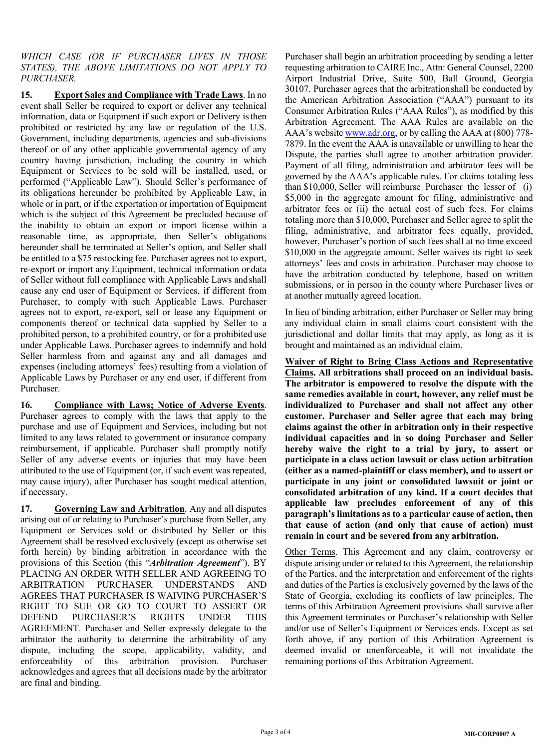*WHICH CASE (OR IF PURCHASER LIVES IN THOSE STATES), THE ABOVE LIMITATIONS DO NOT APPLY TO PURCHASER.*

**15. Export Sales and Compliance with Trade Laws**. In no event shall Seller be required to export or deliver any technical information, data or Equipment if such export or Delivery is then prohibited or restricted by any law or regulation of the U.S. Government, including departments, agencies and sub-divisions thereof or of any other applicable governmental agency of any country having jurisdiction, including the country in which Equipment or Services to be sold will be installed, used, or performed ("Applicable Law"). Should Seller's performance of its obligations hereunder be prohibited by Applicable Law, in whole or in part, or if the exportation or importation of Equipment which is the subject of this Agreement be precluded because of the inability to obtain an export or import license within a reasonable time, as appropriate, then Seller's obligations hereunder shall be terminated at Seller's option, and Seller shall be entitled to a $75 restocking fee. Purchaser agrees not to export, re-export or import any Equipment, technical information or data of Seller without full compliance with Applicable Laws and shall cause any end user of Equipment or Services, if different from Purchaser, to comply with such Applicable Laws. Purchaser agrees not to export, re-export, sell or lease any Equipment or components thereof or technical data supplied by Seller to a prohibited person, to a prohibited country, or for a prohibited use under Applicable Laws. Purchaser agrees to indemnify and hold Seller harmless from and against any and all damages and expenses (including attorneys' fees) resulting from a violation of Applicable Laws by Purchaser or any end user, if different from Purchaser.

**16. Compliance with Laws; Notice of Adverse Events**. Purchaser agrees to comply with the laws that apply to the purchase and use of Equipment and Services, including but not limited to any laws related to government or insurance company reimbursement, if applicable. Purchaser shall promptly notify Seller of any adverse events or injuries that may have been attributed to the use of Equipment (or, if such event was repeated, may cause injury), after Purchaser has sought medical attention, if necessary.

**17. Governing Law and Arbitration**. Any and all disputes arising out of or relating to Purchaser's purchase from Seller, any Equipment or Services sold or distributed by Seller or this Agreement shall be resolved exclusively (except as otherwise set forth herein) by binding arbitration in accordance with the provisions of this Section (this "***Arbitration Agreement***"). BY PLACING AN ORDER WITH SELLER AND AGREEING TO ARBITRATION PURCHASER UNDERSTANDS AND AGREES THAT PURCHASER IS WAIVING PURCHASER'S RIGHT TO SUE OR GO TO COURT TO ASSERT OR DEFEND PURCHASER'S RIGHTS UNDER THIS AGREEMENT. Purchaser and Seller expressly delegate to the arbitrator the authority to determine the arbitrability of any dispute, including the scope, applicability, validity, and enforceability of this arbitration provision. Purchaser acknowledges and agrees that all decisions made by the arbitrator are final and binding.

Purchaser shall begin an arbitration proceeding by sending a letter requesting arbitration to CAIRE Inc., Attn: General Counsel, 2200 Airport Industrial Drive, Suite 500, Ball Ground, Georgia 30107. Purchaser agrees that the arbitration shall be conducted by the American Arbitration Association ("AAA") pursuant to its Consumer Arbitration Rules ("AAA Rules"), as modified by this Arbitration Agreement. The AAA Rules are available on the AAA's website www.adr.org, or by calling the AAA at (800) 778-7879. In the event the AAA is unavailable or unwilling to hear the Dispute, the parties shall agree to another arbitration provider. Payment of all filing, administration and arbitrator fees will be governed by the AAA's applicable rules. For claims totaling less than $10,000, Seller will reimburse Purchaser the lesser of (i) $5,000 in the aggregate amount for filing, administrative and arbitrator fees or (ii) the actual cost of such fees. For claims totaling more than $10,000, Purchaser and Seller agree to split the filing, administrative, and arbitrator fees equally, provided, however, Purchaser's portion of such fees shall at no time exceed $10,000 in the aggregate amount. Seller waives its right to seek attorneys' fees and costs in arbitration. Purchaser may choose to have the arbitration conducted by telephone, based on written submissions, or in person in the county where Purchaser lives or at another mutually agreed location.

In lieu of binding arbitration, either Purchaser or Seller may bring any individual claim in small claims court consistent with the jurisdictional and dollar limits that may apply, as long as it is brought and maintained as an individual claim.

**Waiver of Right to Bring Class Actions and Representative Claims. All arbitrations shall proceed on an individual basis. The arbitrator is empowered to resolve the dispute with the same remedies available in court, however, any relief must be individualized to Purchaser and shall not affect any other customer. Purchaser and Seller agree that each may bring claims against the other in arbitration only in their respective individual capacities and in so doing Purchaser and Seller hereby waive the right to a trial by jury, to assert or participate in a class action lawsuit or class action arbitration (either as a named-plaintiff or class member), and to assert or participate in any joint or consolidated lawsuit or joint or consolidated arbitration of any kind. If a court decides that applicable law precludes enforcement of any of this paragraph's limitations as to a particular cause of action, then that cause of action (and only that cause of action) must remain in court and be severed from any arbitration.**

Other Terms. This Agreement and any claim, controversy or dispute arising under or related to this Agreement, the relationship of the Parties, and the interpretation and enforcement of the rights and duties of the Parties is exclusively governed by the laws of the State of Georgia, excluding its conflicts of law principles. The terms of this Arbitration Agreement provisions shall survive after this Agreement terminates or Purchaser's relationship with Seller and/or use of Seller's Equipment or Services ends. Except as set forth above, if any portion of this Arbitration Agreement is deemed invalid or unenforceable, it will not invalidate the remaining portions of this Arbitration Agreement.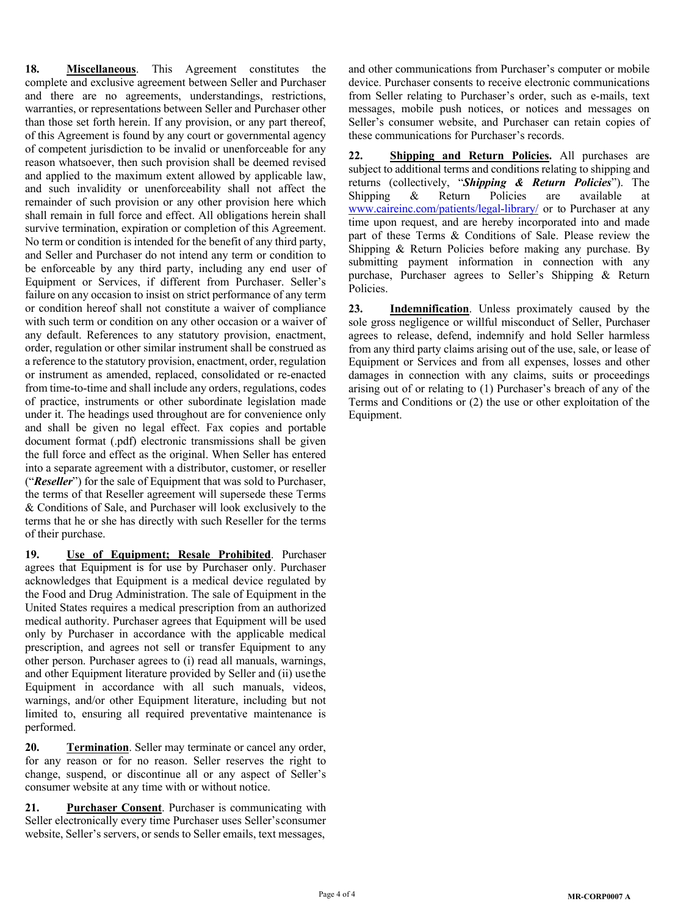**18. Miscellaneous**. This Agreement constitutes the complete and exclusive agreement between Seller and Purchaser and there are no agreements, understandings, restrictions, warranties, or representations between Seller and Purchaser other than those set forth herein. If any provision, or any part thereof, of this Agreement is found by any court or governmental agency of competent jurisdiction to be invalid or unenforceable for any reason whatsoever, then such provision shall be deemed revised and applied to the maximum extent allowed by applicable law, and such invalidity or unenforceability shall not affect the remainder of such provision or any other provision here which shall remain in full force and effect. All obligations herein shall survive termination, expiration or completion of this Agreement. No term or condition is intended for the benefit of any third party, and Seller and Purchaser do not intend any term or condition to be enforceable by any third party, including any end user of Equipment or Services, if different from Purchaser. Seller's failure on any occasion to insist on strict performance of any term or condition hereof shall not constitute a waiver of compliance with such term or condition on any other occasion or a waiver of any default. References to any statutory provision, enactment, order, regulation or other similar instrument shall be construed as a reference to the statutory provision, enactment, order, regulation or instrument as amended, replaced, consolidated or re-enacted from time-to-time and shall include any orders, regulations, codes of practice, instruments or other subordinate legislation made under it. The headings used throughout are for convenience only and shall be given no legal effect. Fax copies and portable document format (.pdf) electronic transmissions shall be given the full force and effect as the original. When Seller has entered into a separate agreement with a distributor, customer, or reseller ("***Reseller***") for the sale of Equipment that was sold to Purchaser, the terms of that Reseller agreement will supersede these Terms & Conditions of Sale, and Purchaser will look exclusively to the terms that he or she has directly with such Reseller for the terms of their purchase.

**19. Use of Equipment; Resale Prohibited**. Purchaser agrees that Equipment is for use by Purchaser only. Purchaser acknowledges that Equipment is a medical device regulated by the Food and Drug Administration. The sale of Equipment in the United States requires a medical prescription from an authorized medical authority. Purchaser agrees that Equipment will be used only by Purchaser in accordance with the applicable medical prescription, and agrees not sell or transfer Equipment to any other person. Purchaser agrees to (i) read all manuals, warnings, and other Equipment literature provided by Seller and (ii) use the Equipment in accordance with all such manuals, videos, warnings, and/or other Equipment literature, including but not limited to, ensuring all required preventative maintenance is performed.

**20. Termination**. Seller may terminate or cancel any order, for any reason or for no reason. Seller reserves the right to change, suspend, or discontinue all or any aspect of Seller's consumer website at any time with or without notice.

**21. Purchaser Consent**. Purchaser is communicating with Seller electronically every time Purchaser uses Seller's consumer website, Seller's servers, or sends to Seller emails, text messages, and other communications from Purchaser's computer or mobile device. Purchaser consents to receive electronic communications from Seller relating to Purchaser's order, such as e-mails, text messages, mobile push notices, or notices and messages on Seller's consumer website, and Purchaser can retain copies of these communications for Purchaser's records.

**22. Shipping and Return Policies.** All purchases are subject to additional terms and conditions relating to shipping and returns (collectively, "***Shipping & Return Policies***"). The Shipping & Return Policies are available at [www.caireinc.com/patients/legal-library/](http://www.caireinc.com/patients/legal-library/) or to Purchaser at any time upon request, and are hereby incorporated into and made part of these Terms & Conditions of Sale. Please review the Shipping & Return Policies before making any purchase. By submitting payment information in connection with any purchase, Purchaser agrees to Seller's Shipping & Return Policies.

**23. Indemnification**. Unless proximately caused by the sole gross negligence or willful misconduct of Seller, Purchaser agrees to release, defend, indemnify and hold Seller harmless from any third party claims arising out of the use, sale, or lease of Equipment or Services and from all expenses, losses and other damages in connection with any claims, suits or proceedings arising out of or relating to (1) Purchaser's breach of any of the Terms and Conditions or (2) the use or other exploitation of the Equipment.

MR-CORP0007 A